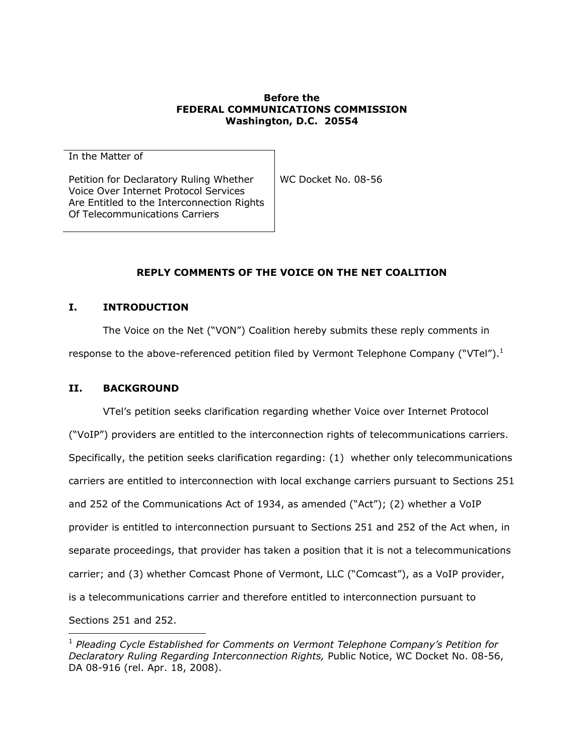**Before the**
**FEDERAL COMMUNICATIONS COMMISSION**
**Washington, D.C. 20554**

| In the Matter of | |
|---|---|
| Petition for Declaratory Ruling Whether Voice Over Internet Protocol Services Are Entitled to the Interconnection Rights Of Telecommunications Carriers | WC Docket No. 08-56 |

## REPLY COMMENTS OF THE VOICE ON THE NET COALITION

## I. INTRODUCTION

The Voice on the Net ("VON") Coalition hereby submits these reply comments in response to the above-referenced petition filed by Vermont Telephone Company ("VTel").[1]

## II. BACKGROUND

VTel's petition seeks clarification regarding whether Voice over Internet Protocol ("VoIP") providers are entitled to the interconnection rights of telecommunications carriers. Specifically, the petition seeks clarification regarding: (1) whether only telecommunications carriers are entitled to interconnection with local exchange carriers pursuant to Sections 251 and 252 of the Communications Act of 1934, as amended ("Act"); (2) whether a VoIP provider is entitled to interconnection pursuant to Sections 251 and 252 of the Act when, in separate proceedings, that provider has taken a position that it is not a telecommunications carrier; and (3) whether Comcast Phone of Vermont, LLC ("Comcast"), as a VoIP provider, is a telecommunications carrier and therefore entitled to interconnection pursuant to Sections 251 and 252.

---

[1] *Pleading Cycle Established for Comments on Vermont Telephone Company's Petition for Declaratory Ruling Regarding Interconnection Rights,* Public Notice, WC Docket No. 08-56, DA 08-916 (rel. Apr. 18, 2008).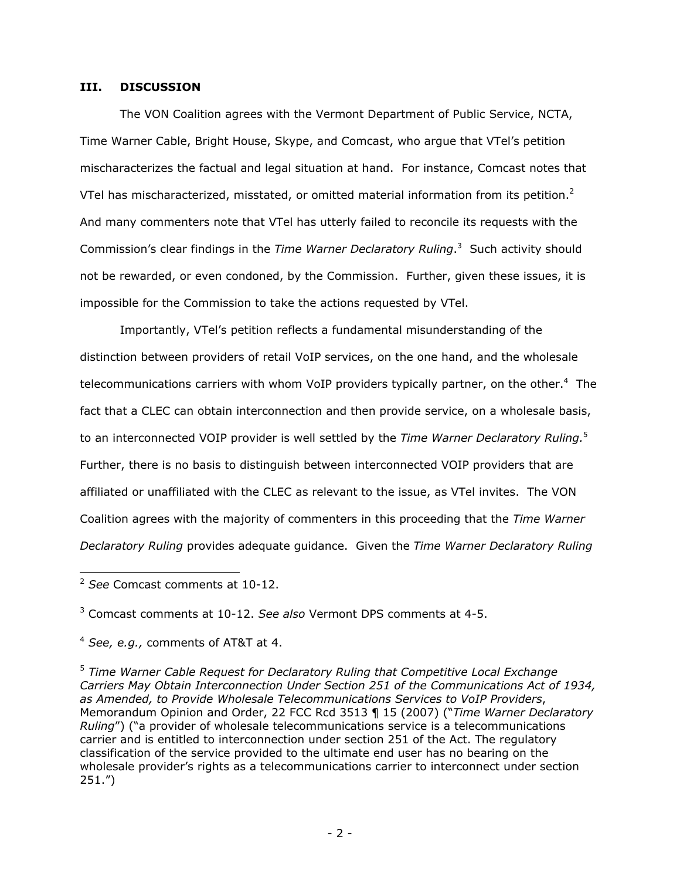## III. DISCUSSION

The VON Coalition agrees with the Vermont Department of Public Service, NCTA, Time Warner Cable, Bright House, Skype, and Comcast, who argue that VTel's petition mischaracterizes the factual and legal situation at hand. For instance, Comcast notes that VTel has mischaracterized, misstated, or omitted material information from its petition.[2] And many commenters note that VTel has utterly failed to reconcile its requests with the Commission's clear findings in the *Time Warner Declaratory Ruling*.[3] Such activity should not be rewarded, or even condoned, by the Commission. Further, given these issues, it is impossible for the Commission to take the actions requested by VTel.

Importantly, VTel's petition reflects a fundamental misunderstanding of the distinction between providers of retail VoIP services, on the one hand, and the wholesale telecommunications carriers with whom VoIP providers typically partner, on the other.[4] The fact that a CLEC can obtain interconnection and then provide service, on a wholesale basis, to an interconnected VOIP provider is well settled by the *Time Warner Declaratory Ruling.*[5] Further, there is no basis to distinguish between interconnected VOIP providers that are affiliated or unaffiliated with the CLEC as relevant to the issue, as VTel invites. The VON Coalition agrees with the majority of commenters in this proceeding that the *Time Warner Declaratory Ruling* provides adequate guidance. Given the *Time Warner Declaratory Ruling*

---

[2] *See* Comcast comments at 10-12.

[3] Comcast comments at 10-12. *See also* Vermont DPS comments at 4-5.

[4] *See, e.g.,* comments of AT&T at 4.

[5] *Time Warner Cable Request for Declaratory Ruling that Competitive Local Exchange Carriers May Obtain Interconnection Under Section 251 of the Communications Act of 1934, as Amended, to Provide Wholesale Telecommunications Services to VoIP Providers*, Memorandum Opinion and Order, 22 FCC Rcd 3513 ¶ 15 (2007) ("*Time Warner Declaratory Ruling*") ("a provider of wholesale telecommunications service is a telecommunications carrier and is entitled to interconnection under section 251 of the Act. The regulatory classification of the service provided to the ultimate end user has no bearing on the wholesale provider's rights as a telecommunications carrier to interconnect under section 251.")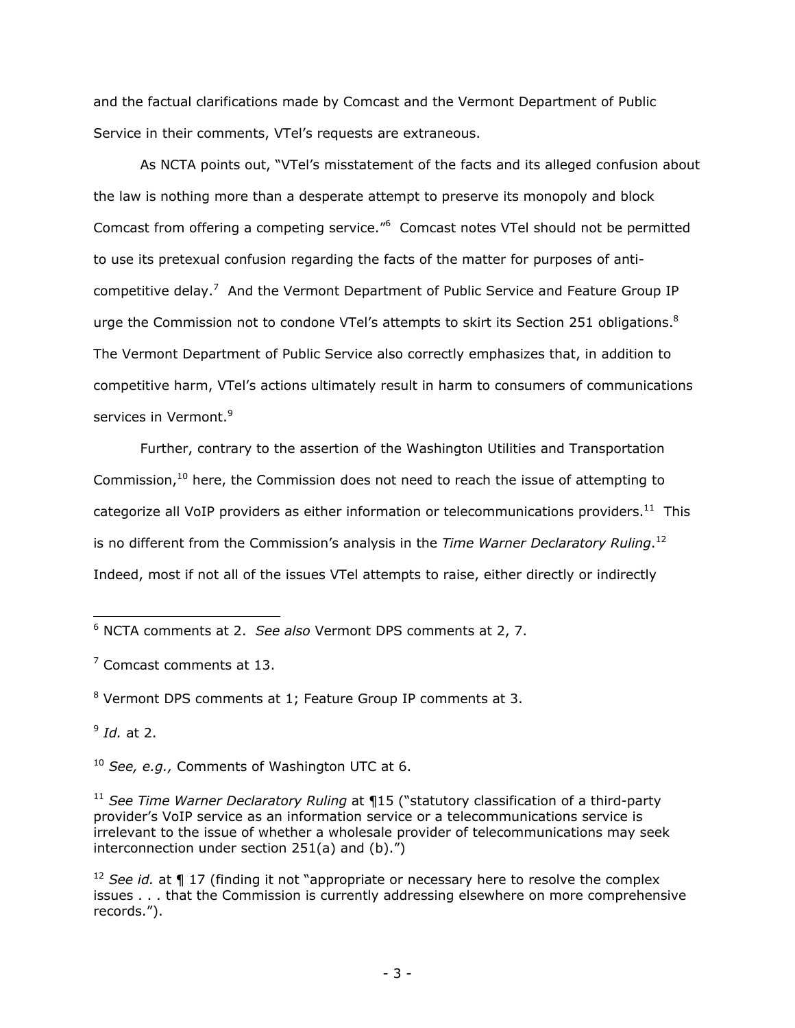and the factual clarifications made by Comcast and the Vermont Department of Public Service in their comments, VTel's requests are extraneous.

As NCTA points out, "VTel's misstatement of the facts and its alleged confusion about the law is nothing more than a desperate attempt to preserve its monopoly and block Comcast from offering a competing service."[6] Comcast notes VTel should not be permitted to use its pretexual confusion regarding the facts of the matter for purposes of anti-competitive delay.[7] And the Vermont Department of Public Service and Feature Group IP urge the Commission not to condone VTel's attempts to skirt its Section 251 obligations.[8] The Vermont Department of Public Service also correctly emphasizes that, in addition to competitive harm, VTel's actions ultimately result in harm to consumers of communications services in Vermont.[9]

Further, contrary to the assertion of the Washington Utilities and Transportation Commission,[10] here, the Commission does not need to reach the issue of attempting to categorize all VoIP providers as either information or telecommunications providers.[11] This is no different from the Commission's analysis in the *Time Warner Declaratory Ruling*.[12] Indeed, most if not all of the issues VTel attempts to raise, either directly or indirectly

---

[6] NCTA comments at 2. *See also* Vermont DPS comments at 2, 7.

[7] Comcast comments at 13.

[8] Vermont DPS comments at 1; Feature Group IP comments at 3.

[9] *Id.* at 2.

[10] *See, e.g.,* Comments of Washington UTC at 6.

[11] *See Time Warner Declaratory Ruling* at ¶15 ("statutory classification of a third-party provider's VoIP service as an information service or a telecommunications service is irrelevant to the issue of whether a wholesale provider of telecommunications may seek interconnection under section 251(a) and (b).")

[12] *See id.* at ¶ 17 (finding it not "appropriate or necessary here to resolve the complex issues . . . that the Commission is currently addressing elsewhere on more comprehensive records.").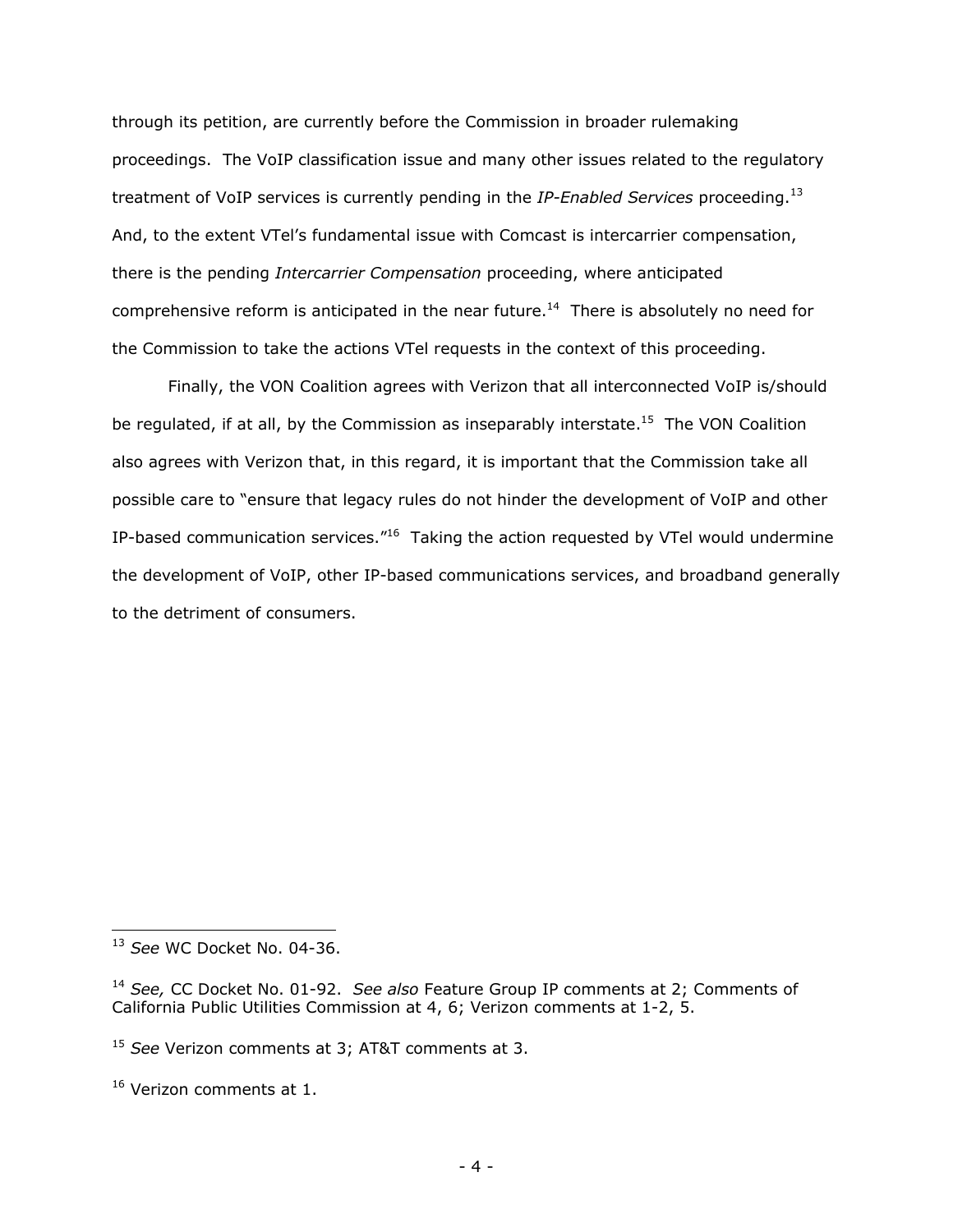through its petition, are currently before the Commission in broader rulemaking proceedings. The VoIP classification issue and many other issues related to the regulatory treatment of VoIP services is currently pending in the *IP-Enabled Services* proceeding.[13] And, to the extent VTel's fundamental issue with Comcast is intercarrier compensation, there is the pending *Intercarrier Compensation* proceeding, where anticipated comprehensive reform is anticipated in the near future.[14] There is absolutely no need for the Commission to take the actions VTel requests in the context of this proceeding.

Finally, the VON Coalition agrees with Verizon that all interconnected VoIP is/should be regulated, if at all, by the Commission as inseparably interstate.[15] The VON Coalition also agrees with Verizon that, in this regard, it is important that the Commission take all possible care to "ensure that legacy rules do not hinder the development of VoIP and other IP-based communication services."[16] Taking the action requested by VTel would undermine the development of VoIP, other IP-based communications services, and broadband generally to the detriment of consumers.

---

[13] *See* WC Docket No. 04-36.

[14] *See,* CC Docket No. 01-92. *See also* Feature Group IP comments at 2; Comments of California Public Utilities Commission at 4, 6; Verizon comments at 1-2, 5.

[15] *See* Verizon comments at 3; AT&T comments at 3.

[16] Verizon comments at 1.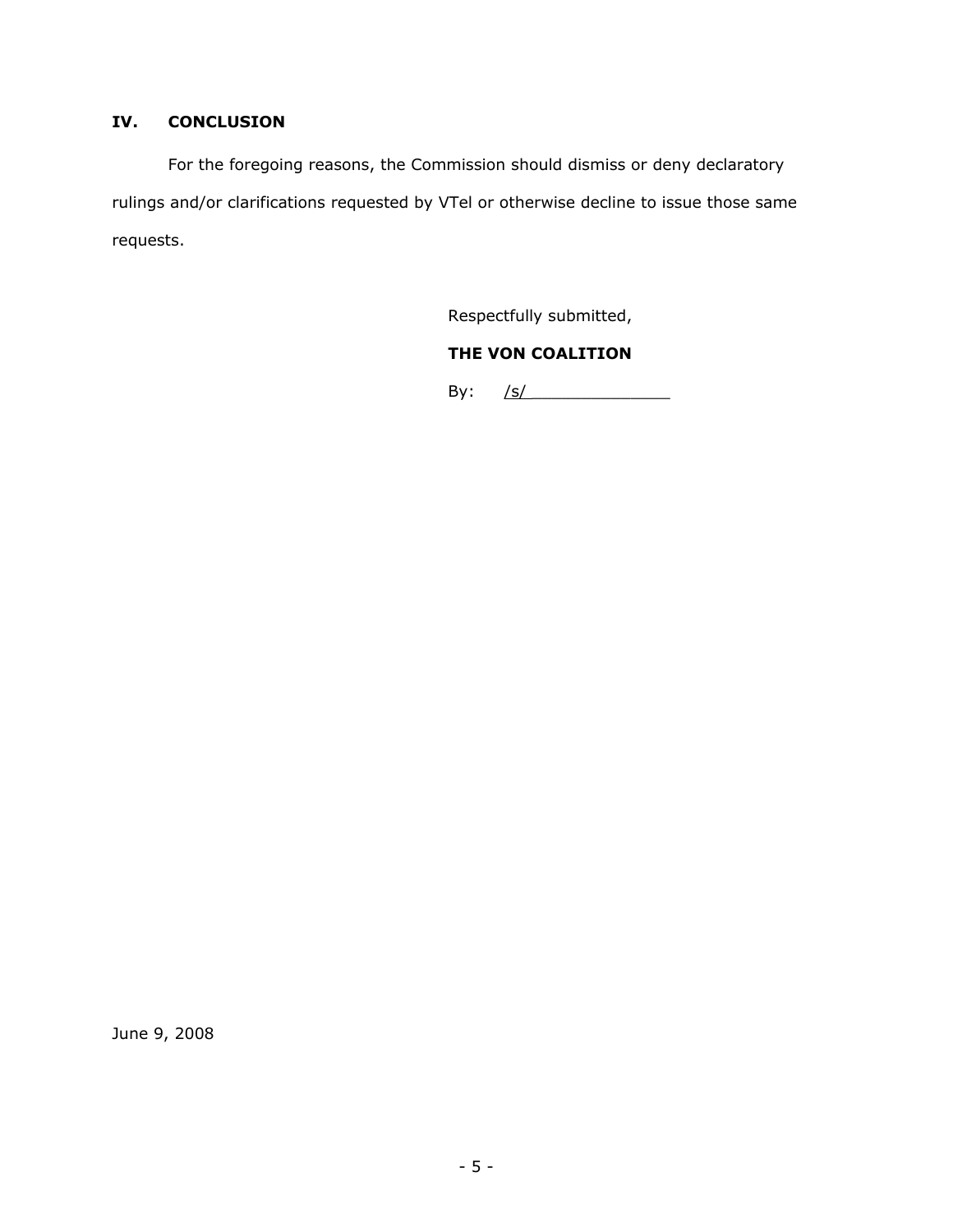## IV. CONCLUSION

For the foregoing reasons, the Commission should dismiss or deny declaratory rulings and/or clarifications requested by VTel or otherwise decline to issue those same requests.

Respectfully submitted,

**THE VON COALITION**

By: /s/ ______________

June 9, 2008